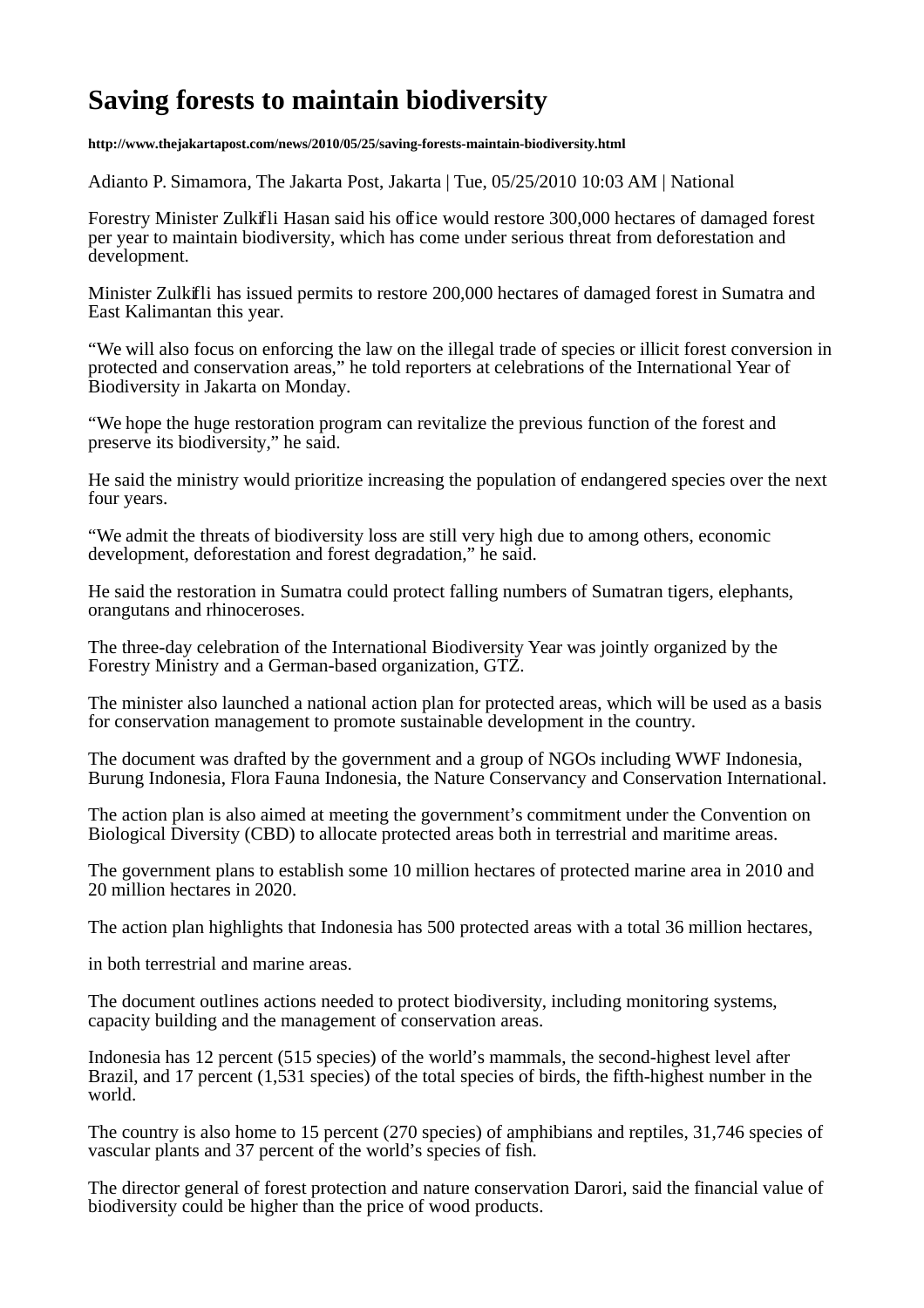# Saving forests to maintain biodiversity

**http://www.thejakartapost.com/news/2010/05/25/saving-forests-maintain-biodiversity.html**

Adianto P. Simamora, The Jakarta Post, Jakarta | Tue, 05/25/2010 10:03 AM | National

Forestry Minister Zulkifli Hasan said his office would restore 300,000 hectares of damaged forest per year to maintain biodiversity, which has come under serious threat from deforestation and development.

Minister Zulkifli has issued permits to restore 200,000 hectares of damaged forest in Sumatra and East Kalimantan this year.

"We will also focus on enforcing the law on the illegal trade of species or illicit forest conversion in protected and conservation areas," he told reporters at celebrations of the International Year of Biodiversity in Jakarta on Monday.

"We hope the huge restoration program can revitalize the previous function of the forest and preserve its biodiversity," he said.

He said the ministry would prioritize increasing the population of endangered species over the next four years.

"We admit the threats of biodiversity loss are still very high due to among others, economic development, deforestation and forest degradation," he said.

He said the restoration in Sumatra could protect falling numbers of Sumatran tigers, elephants, orangutans and rhinoceroses.

The three-day celebration of the International Biodiversity Year was jointly organized by the Forestry Ministry and a German-based organization, GTZ.

The minister also launched a national action plan for protected areas, which will be used as a basis for conservation management to promote sustainable development in the country.

The document was drafted by the government and a group of NGOs including WWF Indonesia, Burung Indonesia, Flora Fauna Indonesia, the Nature Conservancy and Conservation International.

The action plan is also aimed at meeting the government's commitment under the Convention on Biological Diversity (CBD) to allocate protected areas both in terrestrial and maritime areas.

The government plans to establish some 10 million hectares of protected marine area in 2010 and 20 million hectares in 2020.

The action plan highlights that Indonesia has 500 protected areas with a total 36 million hectares,

in both terrestrial and marine areas.

The document outlines actions needed to protect biodiversity, including monitoring systems, capacity building and the management of conservation areas.

Indonesia has 12 percent (515 species) of the world's mammals, the second-highest level after Brazil, and 17 percent (1,531 species) of the total species of birds, the fifth-highest number in the world.

The country is also home to 15 percent (270 species) of amphibians and reptiles, 31,746 species of vascular plants and 37 percent of the world's species of fish.

The director general of forest protection and nature conservation Darori, said the financial value of biodiversity could be higher than the price of wood products.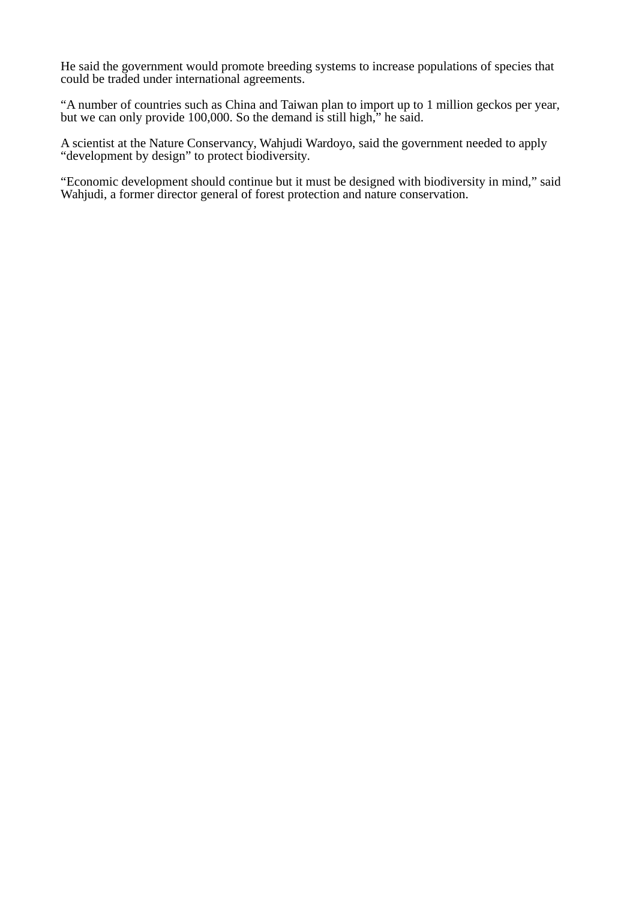He said the government would promote breeding systems to increase populations of species that could be traded under international agreements.

“A number of countries such as China and Taiwan plan to import up to 1 million geckos per year, but we can only provide 100,000. So the demand is still high,” he said.

A scientist at the Nature Conservancy, Wahjudi Wardoyo, said the government needed to apply “development by design” to protect biodiversity.

“Economic development should continue but it must be designed with biodiversity in mind,” said Wahjudi, a former director general of forest protection and nature conservation.